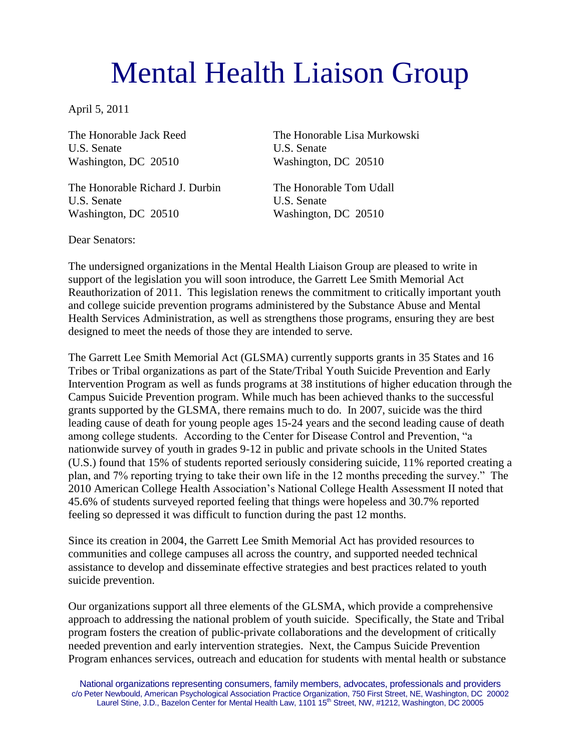# Mental Health Liaison Group

April 5, 2011

The Honorable Jack Reed
U.S. Senate
Washington, DC 20510

The Honorable Lisa Murkowski
U.S. Senate
Washington, DC 20510

The Honorable Richard J. Durbin
U.S. Senate
Washington, DC 20510

The Honorable Tom Udall
U.S. Senate
Washington, DC 20510

Dear Senators:

The undersigned organizations in the Mental Health Liaison Group are pleased to write in support of the legislation you will soon introduce, the Garrett Lee Smith Memorial Act Reauthorization of 2011. This legislation renews the commitment to critically important youth and college suicide prevention programs administered by the Substance Abuse and Mental Health Services Administration, as well as strengthens those programs, ensuring they are best designed to meet the needs of those they are intended to serve.

The Garrett Lee Smith Memorial Act (GLSMA) currently supports grants in 35 States and 16 Tribes or Tribal organizations as part of the State/Tribal Youth Suicide Prevention and Early Intervention Program as well as funds programs at 38 institutions of higher education through the Campus Suicide Prevention program. While much has been achieved thanks to the successful grants supported by the GLSMA, there remains much to do. In 2007, suicide was the third leading cause of death for young people ages 15-24 years and the second leading cause of death among college students. According to the Center for Disease Control and Prevention, "a nationwide survey of youth in grades 9-12 in public and private schools in the United States (U.S.) found that 15% of students reported seriously considering suicide, 11% reported creating a plan, and 7% reporting trying to take their own life in the 12 months preceding the survey." The 2010 American College Health Association's National College Health Assessment II noted that 45.6% of students surveyed reported feeling that things were hopeless and 30.7% reported feeling so depressed it was difficult to function during the past 12 months.

Since its creation in 2004, the Garrett Lee Smith Memorial Act has provided resources to communities and college campuses all across the country, and supported needed technical assistance to develop and disseminate effective strategies and best practices related to youth suicide prevention.

Our organizations support all three elements of the GLSMA, which provide a comprehensive approach to addressing the national problem of youth suicide. Specifically, the State and Tribal program fosters the creation of public-private collaborations and the development of critically needed prevention and early intervention strategies. Next, the Campus Suicide Prevention Program enhances services, outreach and education for students with mental health or substance

National organizations representing consumers, family members, advocates, professionals and providers
c/o Peter Newbould, American Psychological Association Practice Organization, 750 First Street, NE, Washington, DC 20002
Laurel Stine, J.D., Bazelon Center for Mental Health Law, 1101 15th Street, NW, #1212, Washington, DC 20005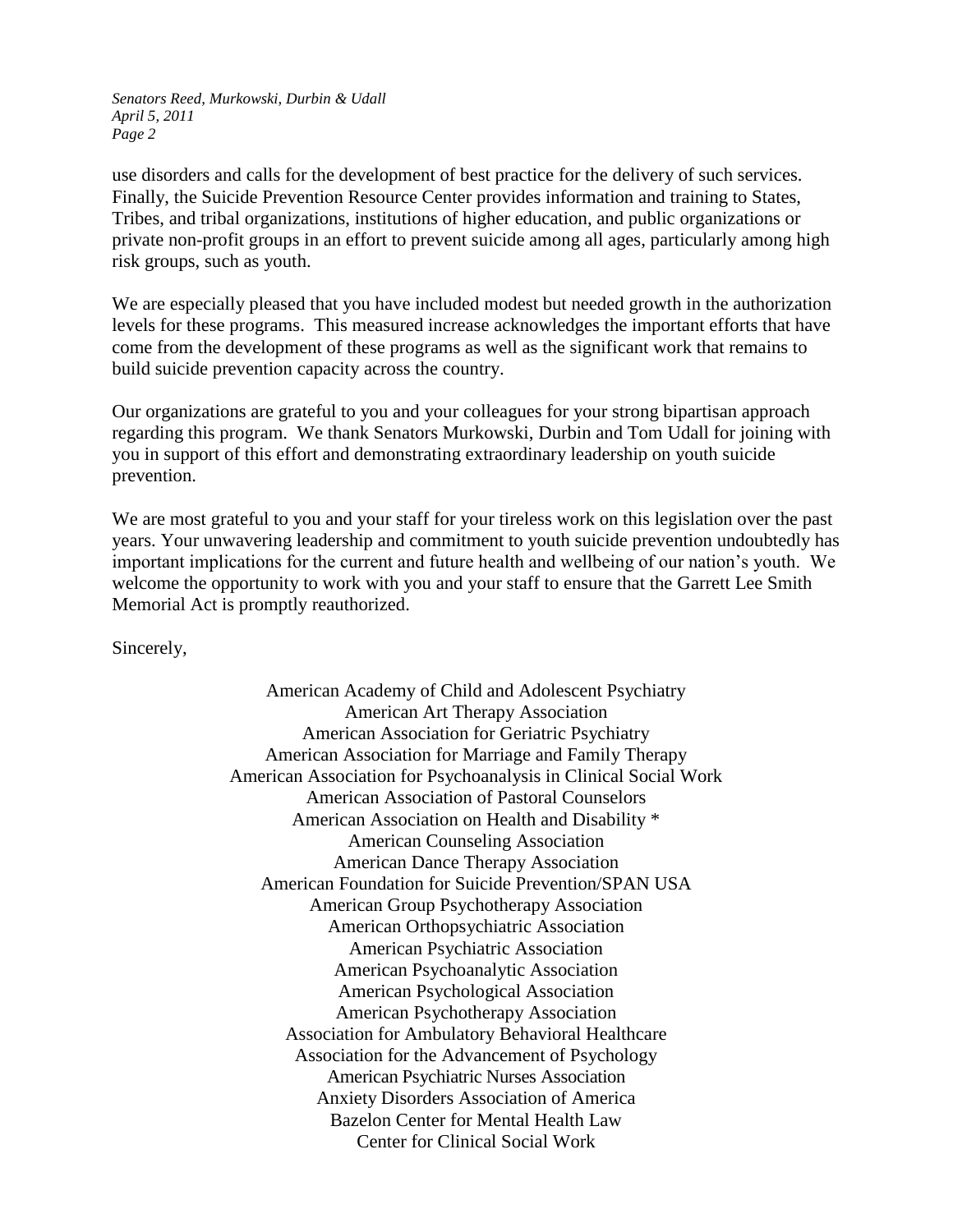use disorders and calls for the development of best practice for the delivery of such services. Finally, the Suicide Prevention Resource Center provides information and training to States, Tribes, and tribal organizations, institutions of higher education, and public organizations or private non-profit groups in an effort to prevent suicide among all ages, particularly among high risk groups, such as youth.

We are especially pleased that you have included modest but needed growth in the authorization levels for these programs. This measured increase acknowledges the important efforts that have come from the development of these programs as well as the significant work that remains to build suicide prevention capacity across the country.

Our organizations are grateful to you and your colleagues for your strong bipartisan approach regarding this program. We thank Senators Murkowski, Durbin and Tom Udall for joining with you in support of this effort and demonstrating extraordinary leadership on youth suicide prevention.

We are most grateful to you and your staff for your tireless work on this legislation over the past years. Your unwavering leadership and commitment to youth suicide prevention undoubtedly has important implications for the current and future health and wellbeing of our nation's youth. We welcome the opportunity to work with you and your staff to ensure that the Garrett Lee Smith Memorial Act is promptly reauthorized.

Sincerely,

American Academy of Child and Adolescent Psychiatry
American Art Therapy Association
American Association for Geriatric Psychiatry
American Association for Marriage and Family Therapy
American Association for Psychoanalysis in Clinical Social Work
American Association of Pastoral Counselors
American Association on Health and Disability *
American Counseling Association
American Dance Therapy Association
American Foundation for Suicide Prevention/SPAN USA
American Group Psychotherapy Association
American Orthopsychiatric Association
American Psychiatric Association
American Psychoanalytic Association
American Psychological Association
American Psychotherapy Association
Association for Ambulatory Behavioral Healthcare
Association for the Advancement of Psychology
American Psychiatric Nurses Association
Anxiety Disorders Association of America
Bazelon Center for Mental Health Law
Center for Clinical Social Work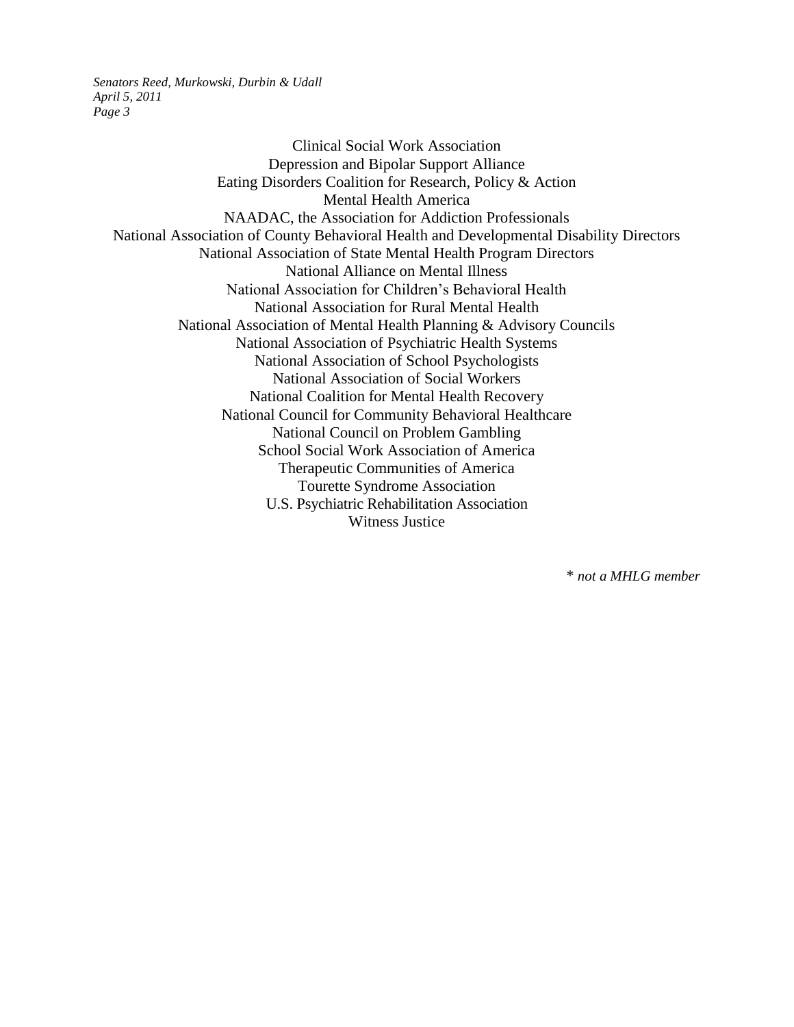Clinical Social Work Association
Depression and Bipolar Support Alliance
Eating Disorders Coalition for Research, Policy & Action
Mental Health America
NAADAC, the Association for Addiction Professionals
National Association of County Behavioral Health and Developmental Disability Directors
National Association of State Mental Health Program Directors
National Alliance on Mental Illness
National Association for Children's Behavioral Health
National Association for Rural Mental Health
National Association of Mental Health Planning & Advisory Councils
National Association of Psychiatric Health Systems
National Association of School Psychologists
National Association of Social Workers
National Coalition for Mental Health Recovery
National Council for Community Behavioral Healthcare
National Council on Problem Gambling
School Social Work Association of America
Therapeutic Communities of America
Tourette Syndrome Association
U.S. Psychiatric Rehabilitation Association
Witness Justice

\* *not a MHLG member*